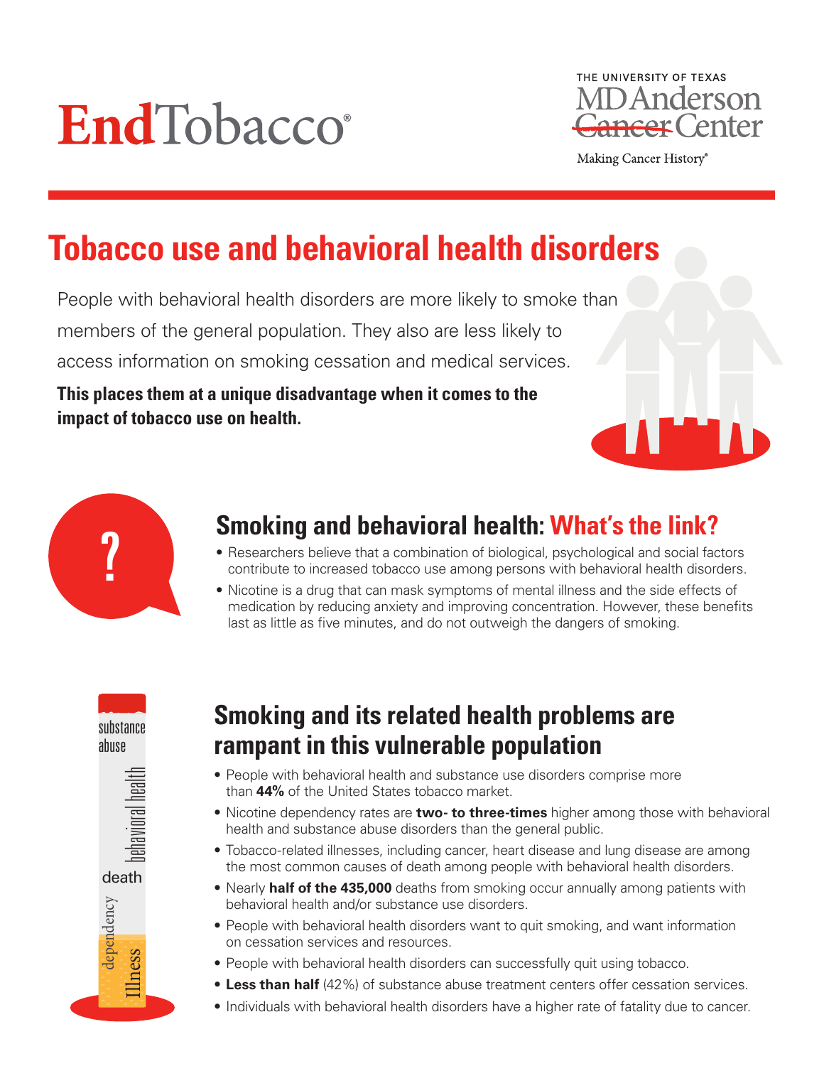EndTobacco®

THE UNIVERSITY OF TEXAS MD Anderson Cancer Center

Making Cancer History®

# Tobacco use and behavioral health disorders

People with behavioral health disorders are more likely to smoke than members of the general population. They also are less likely to access information on smoking cessation and medical services.

**This places them at a unique disadvantage when it comes to the impact of tobacco use on health.**

## Smoking and behavioral health: What's the link?

- Researchers believe that a combination of biological, psychological and social factors contribute to increased tobacco use among persons with behavioral health disorders.
- Nicotine is a drug that can mask symptoms of mental illness and the side effects of medication by reducing anxiety and improving concentration. However, these benefits last as little as five minutes, and do not outweigh the dangers of smoking.

## Smoking and its related health problems are rampant in this vulnerable population

- People with behavioral health and substance use disorders comprise more than **44%** of the United States tobacco market.
- Nicotine dependency rates are **two- to three-times** higher among those with behavioral health and substance abuse disorders than the general public.
- Tobacco-related illnesses, including cancer, heart disease and lung disease are among the most common causes of death among people with behavioral health disorders.
- Nearly **half of the 435,000** deaths from smoking occur annually among patients with behavioral health and/or substance use disorders.
- People with behavioral health disorders want to quit smoking, and want information on cessation services and resources.
- People with behavioral health disorders can successfully quit using tobacco.
- **Less than half** (42%) of substance abuse treatment centers offer cessation services.
- Individuals with behavioral health disorders have a higher rate of fatality due to cancer.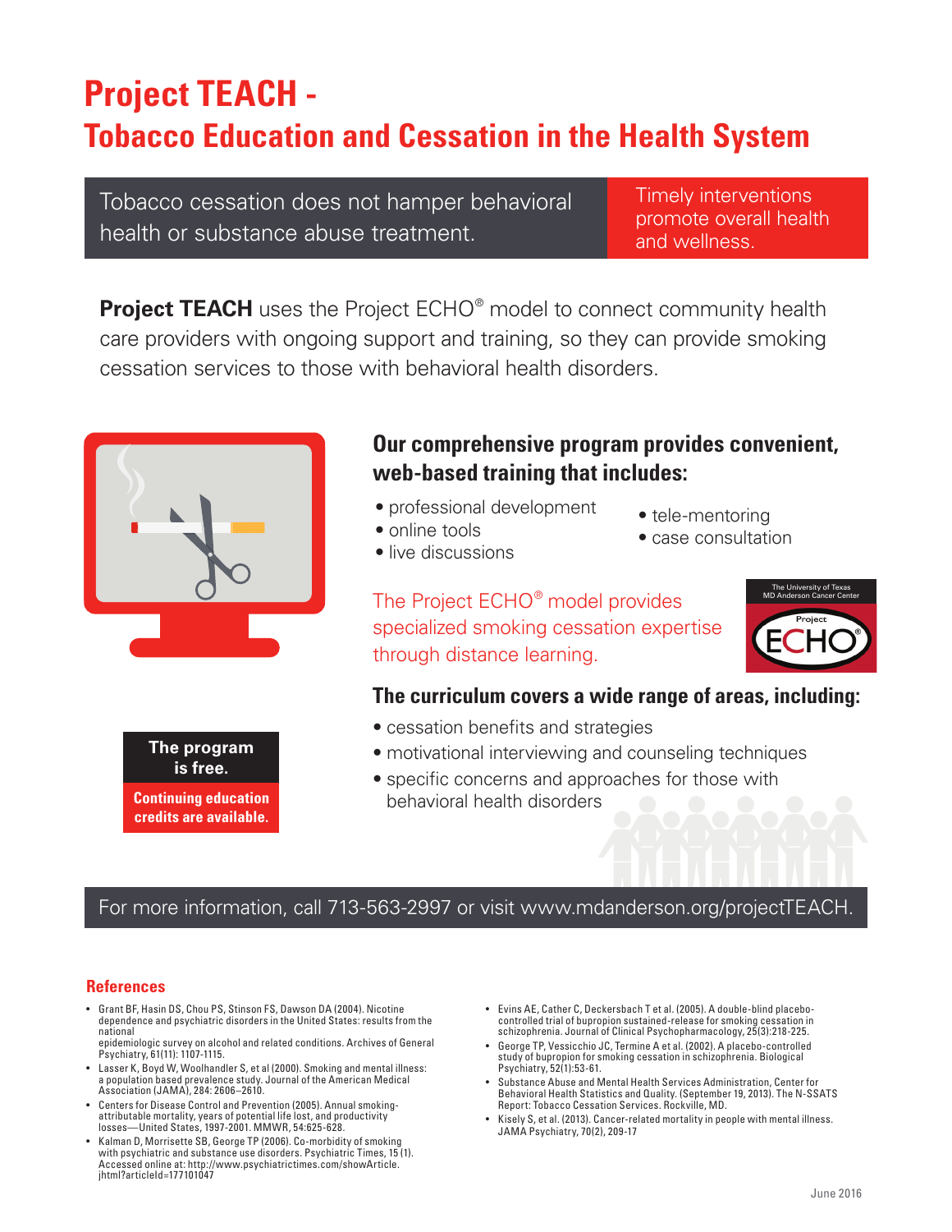# Project TEACH -
# Tobacco Education and Cessation in the Health System

Tobacco cessation does not hamper behavioral health or substance abuse treatment.

Timely interventions promote overall health and wellness.

**Project TEACH** uses the Project ECHO® model to connect community health care providers with ongoing support and training, so they can provide smoking cessation services to those with behavioral health disorders.

## Our comprehensive program provides convenient, web-based training that includes:

- professional development
- online tools
- live discussions
- tele-mentoring
- case consultation

The Project ECHO® model provides specialized smoking cessation expertise through distance learning.

The University of Texas MD Anderson Cancer Center

Project ECHO®

## The curriculum covers a wide range of areas, including:

- cessation benefits and strategies
- motivational interviewing and counseling techniques
- specific concerns and approaches for those with behavioral health disorders

**The program is free.**

**Continuing education credits are available.**

For more information, call 713-563-2997 or visit www.mdanderson.org/projectTEACH.

## References

- Grant BF, Hasin DS, Chou PS, Stinson FS, Dawson DA (2004). Nicotine dependence and psychiatric disorders in the United States: results from the national epidemiologic survey on alcohol and related conditions. Archives of General Psychiatry, 61(11): 1107-1115.
- Lasser K, Boyd W, Woolhandler S, et al (2000). Smoking and mental illness: a population based prevalence study. Journal of the American Medical Association (JAMA), 284: 2606–2610.
- Centers for Disease Control and Prevention (2005). Annual smoking-attributable mortality, years of potential life lost, and productivity losses—United States, 1997-2001. MMWR, 54:625-628.
- Kalman D, Morrisette SB, George TP (2006). Co-morbidity of smoking with psychiatric and substance use disorders. Psychiatric Times, 15 (1). Accessed online at: http://www.psychiatrictimes.com/showArticle.jhtml?articleId=177101047
- Evins AE, Cather C, Deckersbach T et al. (2005). A double-blind placebo-controlled trial of bupropion sustained-release for smoking cessation in schizophrenia. Journal of Clinical Psychopharmacology, 25(3):218-225.
- George TP, Vessicchio JC, Termine A et al. (2002). A placebo-controlled study of bupropion for smoking cessation in schizophrenia. Biological Psychiatry, 52(1):53-61.
- Substance Abuse and Mental Health Services Administration, Center for Behavioral Health Statistics and Quality. (September 19, 2013). The N-SSATS Report: Tobacco Cessation Services. Rockville, MD.
- Kisely S, et al. (2013). Cancer-related mortality in people with mental illness. JAMA Psychiatry, 70(2), 209-17

June 2016